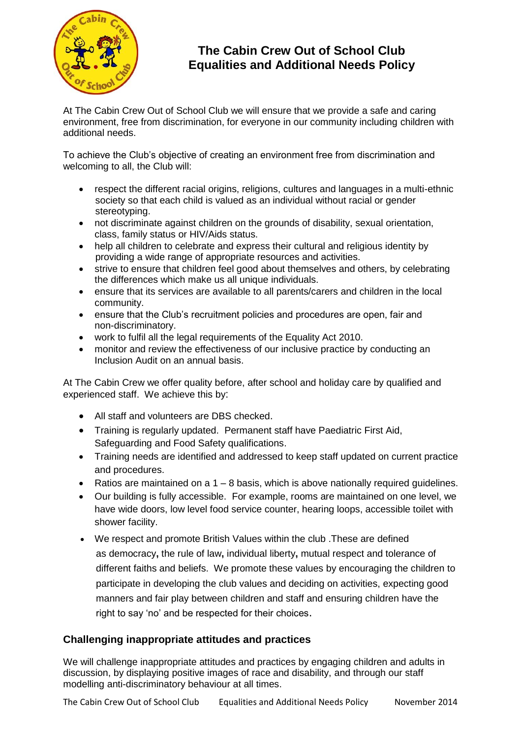# The Cabin Crew Out of School Club
# Equalities and Additional Needs Policy

At The Cabin Crew Out of School Club we will ensure that we provide a safe and caring environment, free from discrimination, for everyone in our community including children with additional needs.

To achieve the Club's objective of creating an environment free from discrimination and welcoming to all, the Club will:

- respect the different racial origins, religions, cultures and languages in a multi-ethnic society so that each child is valued as an individual without racial or gender stereotyping.
- not discriminate against children on the grounds of disability, sexual orientation, class, family status or HIV/Aids status.
- help all children to celebrate and express their cultural and religious identity by providing a wide range of appropriate resources and activities.
- strive to ensure that children feel good about themselves and others, by celebrating the differences which make us all unique individuals.
- ensure that its services are available to all parents/carers and children in the local community.
- ensure that the Club's recruitment policies and procedures are open, fair and non-discriminatory.
- work to fulfil all the legal requirements of the Equality Act 2010.
- monitor and review the effectiveness of our inclusive practice by conducting an Inclusion Audit on an annual basis.

At The Cabin Crew we offer quality before, after school and holiday care by qualified and experienced staff. We achieve this by:

- All staff and volunteers are DBS checked.
- Training is regularly updated. Permanent staff have Paediatric First Aid, Safeguarding and Food Safety qualifications.
- Training needs are identified and addressed to keep staff updated on current practice and procedures.
- Ratios are maintained on a 1 – 8 basis, which is above nationally required guidelines.
- Our building is fully accessible. For example, rooms are maintained on one level, we have wide doors, low level food service counter, hearing loops, accessible toilet with shower facility.
- We respect and promote British Values within the club .These are defined as democracy**,** the rule of law**,** individual liberty**,** mutual respect and tolerance of different faiths and beliefs. We promote these values by encouraging the children to participate in developing the club values and deciding on activities, expecting good manners and fair play between children and staff and ensuring children have the right to say 'no' and be respected for their choices.

## Challenging inappropriate attitudes and practices

We will challenge inappropriate attitudes and practices by engaging children and adults in discussion, by displaying positive images of race and disability, and through our staff modelling anti-discriminatory behaviour at all times.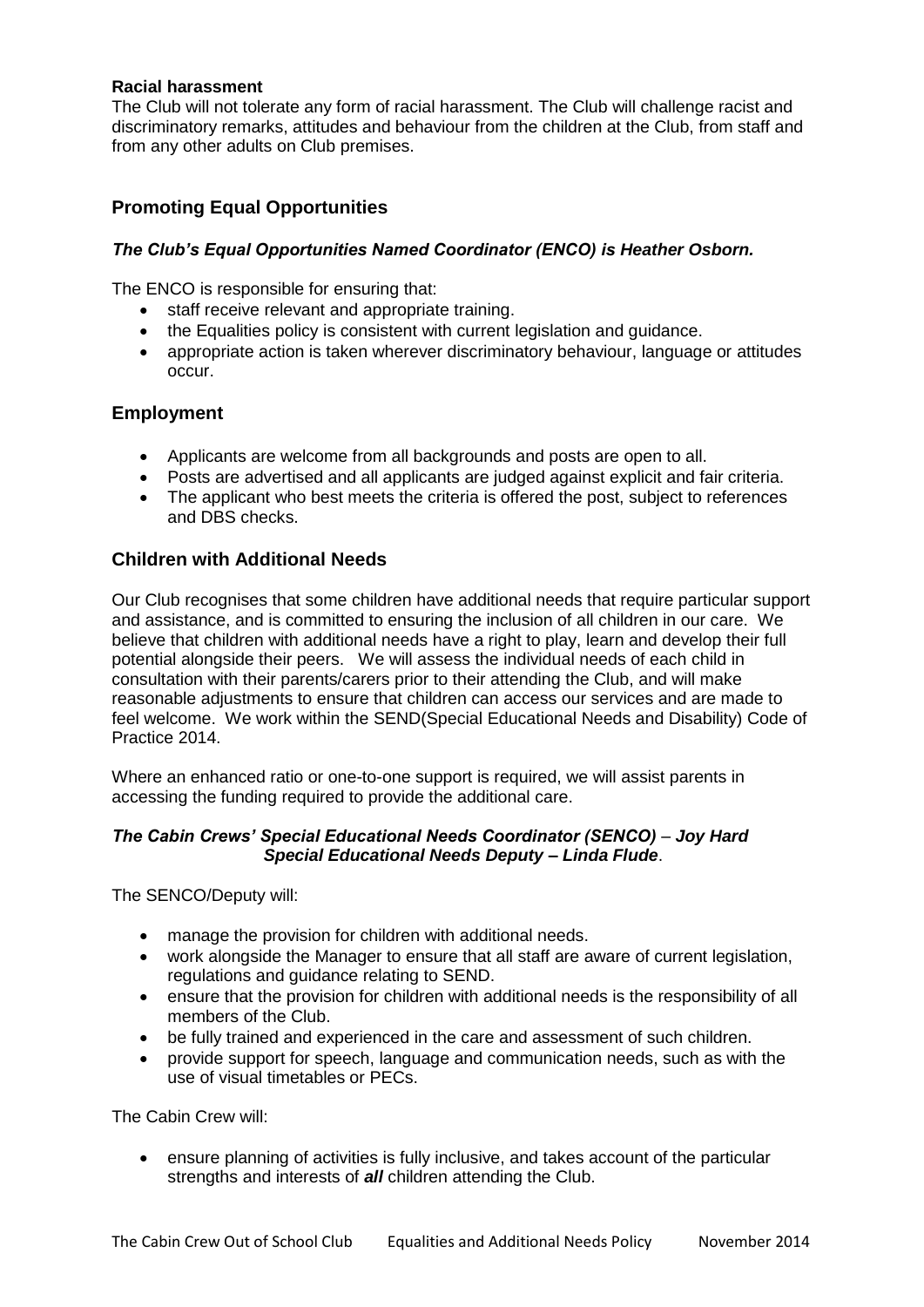**Racial harassment**

The Club will not tolerate any form of racial harassment. The Club will challenge racist and discriminatory remarks, attitudes and behaviour from the children at the Club, from staff and from any other adults on Club premises.

## Promoting Equal Opportunities

***The Club's Equal Opportunities Named Coordinator (ENCO) is Heather Osborn.***

The ENCO is responsible for ensuring that:

- staff receive relevant and appropriate training.
- the Equalities policy is consistent with current legislation and guidance.
- appropriate action is taken wherever discriminatory behaviour, language or attitudes occur.

## Employment

- Applicants are welcome from all backgrounds and posts are open to all.
- Posts are advertised and all applicants are judged against explicit and fair criteria.
- The applicant who best meets the criteria is offered the post, subject to references and DBS checks.

## Children with Additional Needs

Our Club recognises that some children have additional needs that require particular support and assistance, and is committed to ensuring the inclusion of all children in our care. We believe that children with additional needs have a right to play, learn and develop their full potential alongside their peers. We will assess the individual needs of each child in consultation with their parents/carers prior to their attending the Club, and will make reasonable adjustments to ensure that children can access our services and are made to feel welcome. We work within the SEND(Special Educational Needs and Disability) Code of Practice 2014.

Where an enhanced ratio or one-to-one support is required, we will assist parents in accessing the funding required to provide the additional care.

***The Cabin Crews' Special Educational Needs Coordinator (SENCO) – Joy Hard***
***Special Educational Needs Deputy – Linda Flude***.

The SENCO/Deputy will:

- manage the provision for children with additional needs.
- work alongside the Manager to ensure that all staff are aware of current legislation, regulations and guidance relating to SEND.
- ensure that the provision for children with additional needs is the responsibility of all members of the Club.
- be fully trained and experienced in the care and assessment of such children.
- provide support for speech, language and communication needs, such as with the use of visual timetables or PECs.

The Cabin Crew will:

- ensure planning of activities is fully inclusive, and takes account of the particular strengths and interests of ***all*** children attending the Club.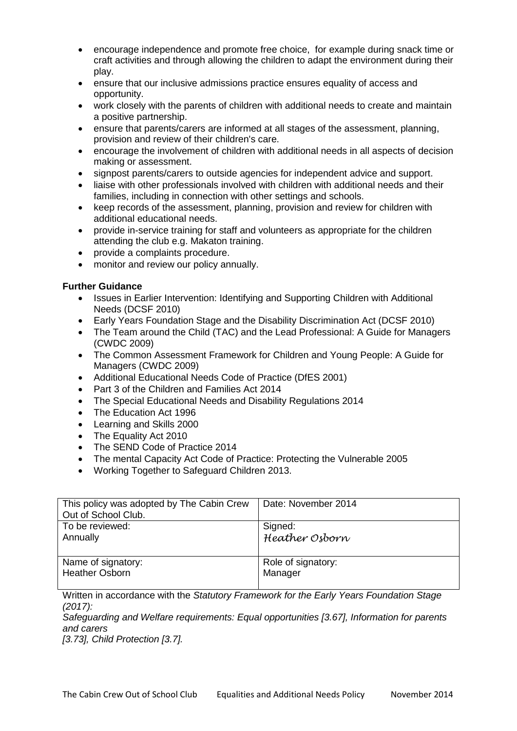- encourage independence and promote free choice, for example during snack time or craft activities and through allowing the children to adapt the environment during their play.
- ensure that our inclusive admissions practice ensures equality of access and opportunity.
- work closely with the parents of children with additional needs to create and maintain a positive partnership.
- ensure that parents/carers are informed at all stages of the assessment, planning, provision and review of their children's care.
- encourage the involvement of children with additional needs in all aspects of decision making or assessment.
- signpost parents/carers to outside agencies for independent advice and support.
- liaise with other professionals involved with children with additional needs and their families, including in connection with other settings and schools.
- keep records of the assessment, planning, provision and review for children with additional educational needs.
- provide in-service training for staff and volunteers as appropriate for the children attending the club e.g. Makaton training.
- provide a complaints procedure.
- monitor and review our policy annually.

**Further Guidance**

- Issues in Earlier Intervention: Identifying and Supporting Children with Additional Needs (DCSF 2010)
- Early Years Foundation Stage and the Disability Discrimination Act (DCSF 2010)
- The Team around the Child (TAC) and the Lead Professional: A Guide for Managers (CWDC 2009)
- The Common Assessment Framework for Children and Young People: A Guide for Managers (CWDC 2009)
- Additional Educational Needs Code of Practice (DfES 2001)
- Part 3 of the Children and Families Act 2014
- The Special Educational Needs and Disability Regulations 2014
- The Education Act 1996
- Learning and Skills 2000
- The Equality Act 2010
- The SEND Code of Practice 2014
- The mental Capacity Act Code of Practice: Protecting the Vulnerable 2005
- Working Together to Safeguard Children 2013.

| | |
|---|---|
| This policy was adopted by The Cabin Crew Out of School Club. | Date: November 2014 |
| To be reviewed: Annually | Signed: *Heather Osborn* |
| Name of signatory: Heather Osborn | Role of signatory: Manager |

Written in accordance with the *Statutory Framework for the Early Years Foundation Stage (2017):*
*Safeguarding and Welfare requirements: Equal opportunities [3.67], Information for parents and carers*
*[3.73], Child Protection [3.7].*